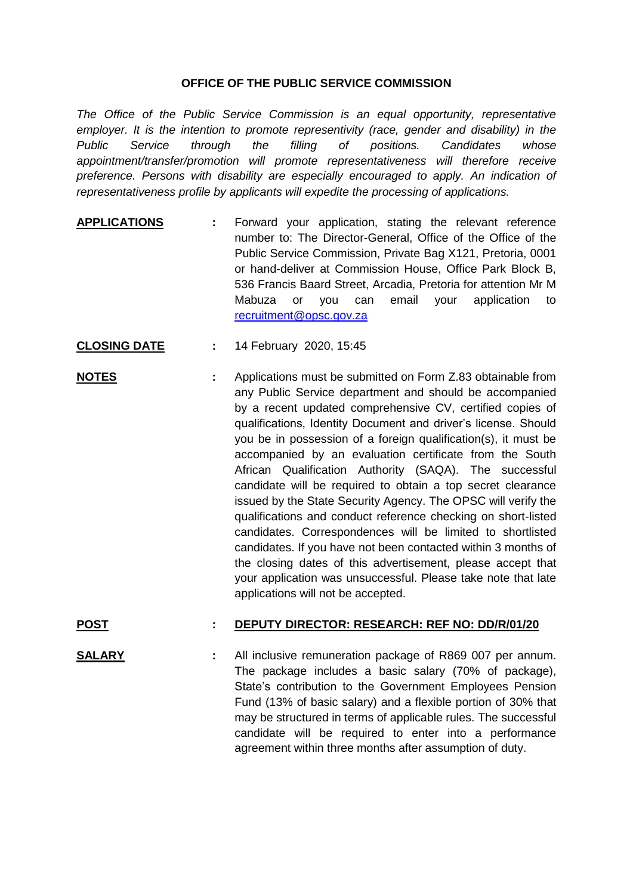# OFFICE OF THE PUBLIC SERVICE COMMISSION

*The Office of the Public Service Commission is an equal opportunity, representative employer. It is the intention to promote representivity (race, gender and disability) in the Public Service through the filling of positions. Candidates whose appointment/transfer/promotion will promote representativeness will therefore receive preference. Persons with disability are especially encouraged to apply. An indication of representativeness profile by applicants will expedite the processing of applications.*

**APPLICATIONS** : Forward your application, stating the relevant reference number to: The Director-General, Office of the Office of the Public Service Commission, Private Bag X121, Pretoria, 0001 or hand-deliver at Commission House, Office Park Block B, 536 Francis Baard Street, Arcadia, Pretoria for attention Mr M Mabuza or you can email your application to recruitment@opsc.gov.za

**CLOSING DATE** : 14 February 2020, 15:45

**NOTES** : Applications must be submitted on Form Z.83 obtainable from any Public Service department and should be accompanied by a recent updated comprehensive CV, certified copies of qualifications, Identity Document and driver's license. Should you be in possession of a foreign qualification(s), it must be accompanied by an evaluation certificate from the South African Qualification Authority (SAQA). The successful candidate will be required to obtain a top secret clearance issued by the State Security Agency. The OPSC will verify the qualifications and conduct reference checking on short-listed candidates. Correspondences will be limited to shortlisted candidates. If you have not been contacted within 3 months of the closing dates of this advertisement, please accept that your application was unsuccessful. Please take note that late applications will not be accepted.

**POST** : **DEPUTY DIRECTOR: RESEARCH: REF NO: DD/R/01/20**

**SALARY** : All inclusive remuneration package of R869 007 per annum. The package includes a basic salary (70% of package), State's contribution to the Government Employees Pension Fund (13% of basic salary) and a flexible portion of 30% that may be structured in terms of applicable rules. The successful candidate will be required to enter into a performance agreement within three months after assumption of duty.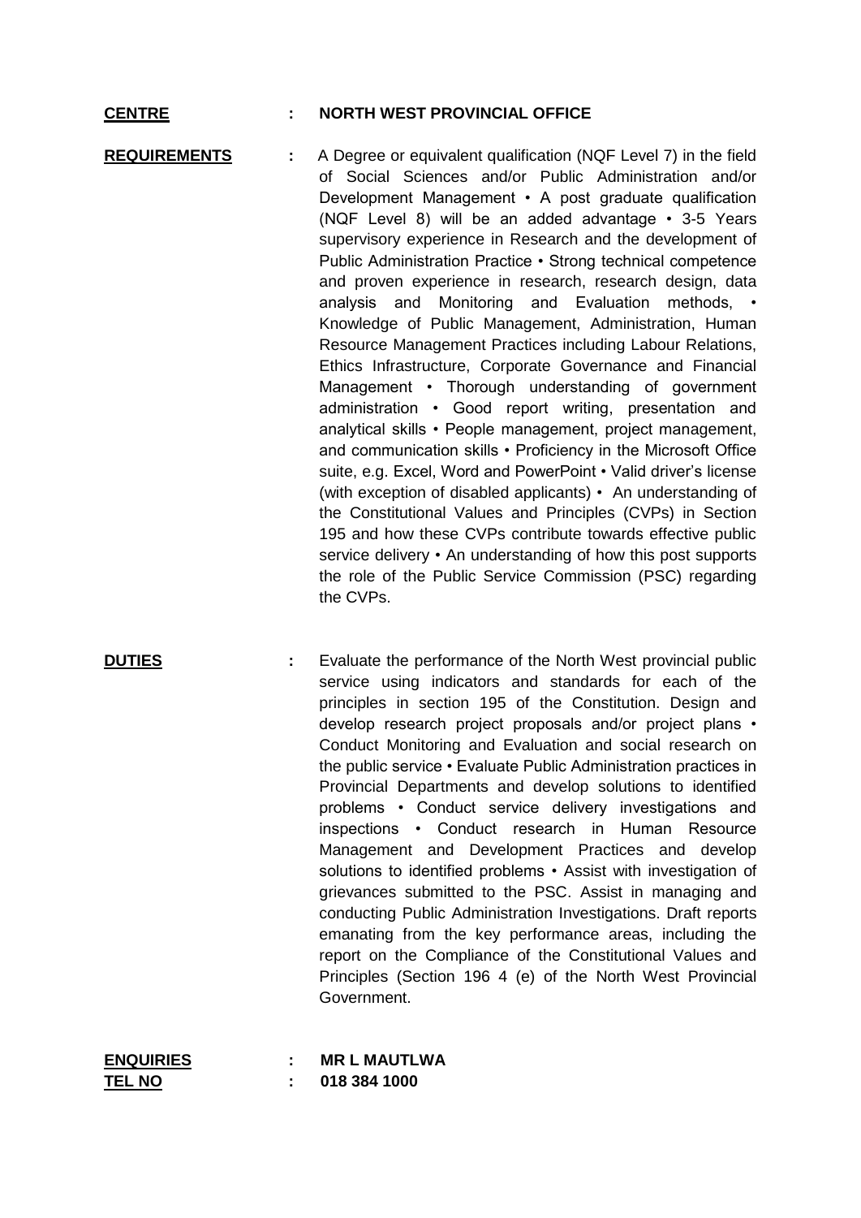**CENTRE** : **NORTH WEST PROVINCIAL OFFICE**

**REQUIREMENTS** : A Degree or equivalent qualification (NQF Level 7) in the field of Social Sciences and/or Public Administration and/or Development Management • A post graduate qualification (NQF Level 8) will be an added advantage • 3-5 Years supervisory experience in Research and the development of Public Administration Practice • Strong technical competence and proven experience in research, research design, data analysis and Monitoring and Evaluation methods, • Knowledge of Public Management, Administration, Human Resource Management Practices including Labour Relations, Ethics Infrastructure, Corporate Governance and Financial Management • Thorough understanding of government administration • Good report writing, presentation and analytical skills • People management, project management, and communication skills • Proficiency in the Microsoft Office suite, e.g. Excel, Word and PowerPoint • Valid driver's license (with exception of disabled applicants) • An understanding of the Constitutional Values and Principles (CVPs) in Section 195 and how these CVPs contribute towards effective public service delivery • An understanding of how this post supports the role of the Public Service Commission (PSC) regarding the CVPs.

**DUTIES** : Evaluate the performance of the North West provincial public service using indicators and standards for each of the principles in section 195 of the Constitution. Design and develop research project proposals and/or project plans • Conduct Monitoring and Evaluation and social research on the public service • Evaluate Public Administration practices in Provincial Departments and develop solutions to identified problems • Conduct service delivery investigations and inspections • Conduct research in Human Resource Management and Development Practices and develop solutions to identified problems • Assist with investigation of grievances submitted to the PSC. Assist in managing and conducting Public Administration Investigations. Draft reports emanating from the key performance areas, including the report on the Compliance of the Constitutional Values and Principles (Section 196 4 (e) of the North West Provincial Government.

**ENQUIRIES** : **MR L MAUTLWA**
**TEL NO** : **018 384 1000**